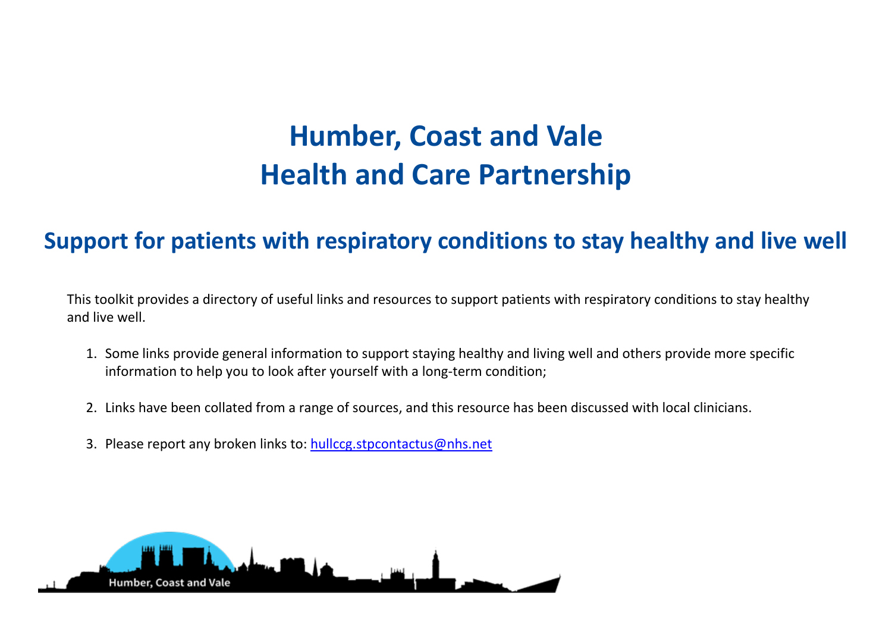# Humber, Coast and Vale
# Health and Care Partnership

## Support for patients with respiratory conditions to stay healthy and live well

This toolkit provides a directory of useful links and resources to support patients with respiratory conditions to stay healthy and live well.

1. Some links provide general information to support staying healthy and living well and others provide more specific information to help you to look after yourself with a long-term condition;

2. Links have been collated from a range of sources, and this resource has been discussed with local clinicians.

3. Please report any broken links to: [hullccg.stpcontactus@nhs.net](mailto:hullccg.stpcontactus@nhs.net)

Humber, Coast and Vale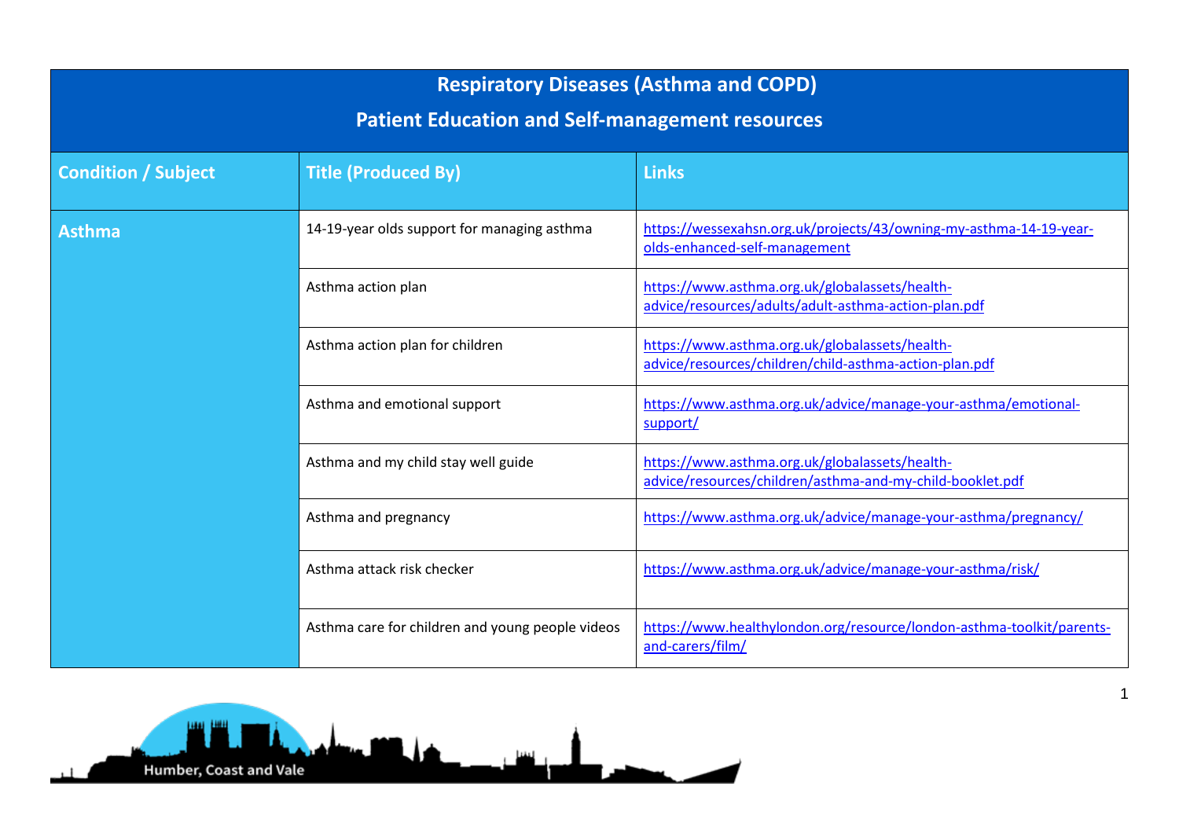## Respiratory Diseases (Asthma and COPD)

## Patient Education and Self-management resources

| Condition / Subject | Title (Produced By) | Links |
|---|---|---|
| **Asthma** | 14-19-year olds support for managing asthma | https://wessexahsn.org.uk/projects/43/owning-my-asthma-14-19-year-olds-enhanced-self-management |
| | Asthma action plan | https://www.asthma.org.uk/globalassets/health-advice/resources/adults/adult-asthma-action-plan.pdf |
| | Asthma action plan for children | https://www.asthma.org.uk/globalassets/health-advice/resources/children/child-asthma-action-plan.pdf |
| | Asthma and emotional support | https://www.asthma.org.uk/advice/manage-your-asthma/emotional-support/ |
| | Asthma and my child stay well guide | https://www.asthma.org.uk/globalassets/health-advice/resources/children/asthma-and-my-child-booklet.pdf |
| | Asthma and pregnancy | https://www.asthma.org.uk/advice/manage-your-asthma/pregnancy/ |
| | Asthma attack risk checker | https://www.asthma.org.uk/advice/manage-your-asthma/risk/ |
| | Asthma care for children and young people videos | https://www.healthylondon.org/resource/london-asthma-toolkit/parents-and-carers/film/ |

Humber, Coast and Vale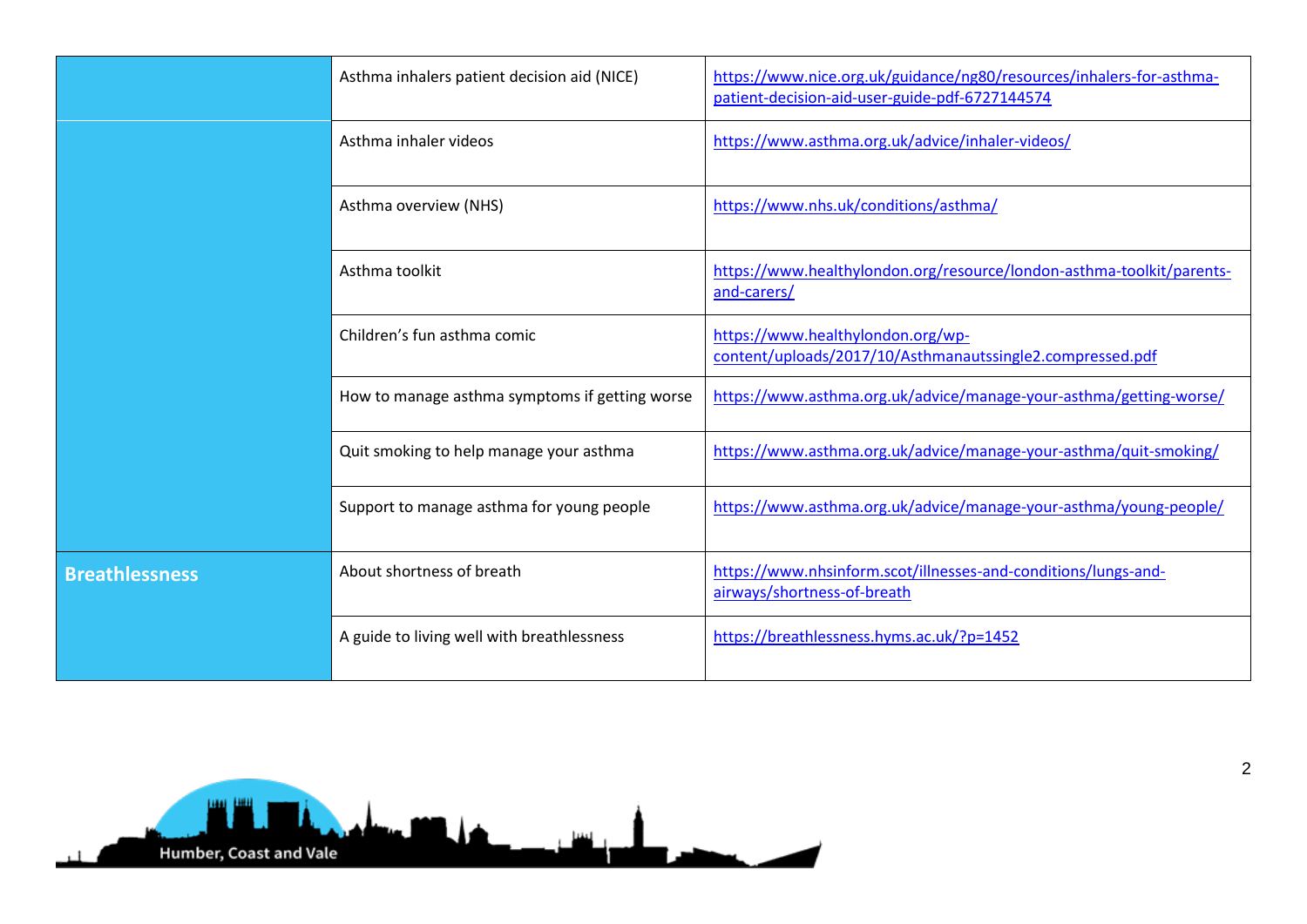| | | |
|---|---|---|
| | Asthma inhalers patient decision aid (NICE) | https://www.nice.org.uk/guidance/ng80/resources/inhalers-for-asthma-patient-decision-aid-user-guide-pdf-6727144574 |
| | Asthma inhaler videos | https://www.asthma.org.uk/advice/inhaler-videos/ |
| | Asthma overview (NHS) | https://www.nhs.uk/conditions/asthma/ |
| | Asthma toolkit | https://www.healthylondon.org/resource/london-asthma-toolkit/parents-and-carers/ |
| | Children's fun asthma comic | https://www.healthylondon.org/wp-content/uploads/2017/10/Asthmanautssingle2.compressed.pdf |
| | How to manage asthma symptoms if getting worse | https://www.asthma.org.uk/advice/manage-your-asthma/getting-worse/ |
| | Quit smoking to help manage your asthma | https://www.asthma.org.uk/advice/manage-your-asthma/quit-smoking/ |
| | Support to manage asthma for young people | https://www.asthma.org.uk/advice/manage-your-asthma/young-people/ |
| **Breathlessness** | About shortness of breath | https://www.nhsinform.scot/illnesses-and-conditions/lungs-and-airways/shortness-of-breath |
| | A guide to living well with breathlessness | https://breathlessness.hyms.ac.uk/?p=1452 |

Humber, Coast and Vale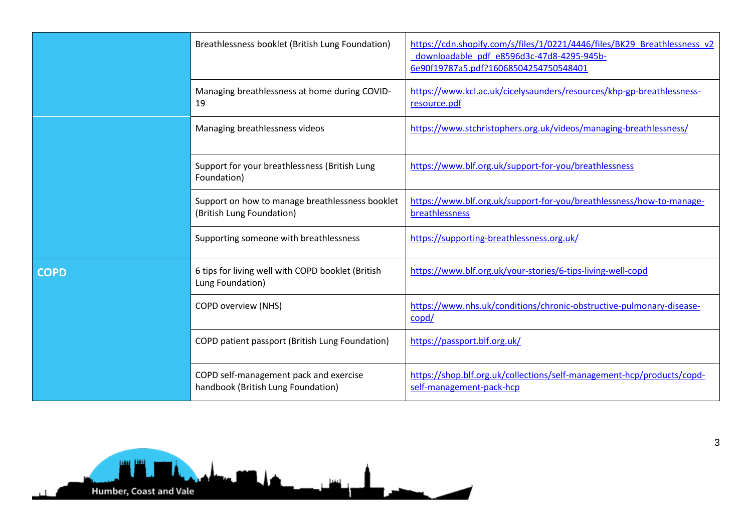| | | |
|---|---|---|
| | Breathlessness booklet (British Lung Foundation) | https://cdn.shopify.com/s/files/1/0221/4446/files/BK29_Breathlessness_v2_downloadable_pdf_e8596d3c-47d8-4295-945b-6e90f19787a5.pdf?16068504254750548401 |
| | Managing breathlessness at home during COVID-19 | https://www.kcl.ac.uk/cicelysaunders/resources/khp-gp-breathlessness-resource.pdf |
| | Managing breathlessness videos | https://www.stchristophers.org.uk/videos/managing-breathlessness/ |
| | Support for your breathlessness (British Lung Foundation) | https://www.blf.org.uk/support-for-you/breathlessness |
| | Support on how to manage breathlessness booklet (British Lung Foundation) | https://www.blf.org.uk/support-for-you/breathlessness/how-to-manage-breathlessness |
| | Supporting someone with breathlessness | https://supporting-breathlessness.org.uk/ |
| **COPD** | 6 tips for living well with COPD booklet (British Lung Foundation) | https://www.blf.org.uk/your-stories/6-tips-living-well-copd |
| | COPD overview (NHS) | https://www.nhs.uk/conditions/chronic-obstructive-pulmonary-disease-copd/ |
| | COPD patient passport (British Lung Foundation) | https://passport.blf.org.uk/ |
| | COPD self-management pack and exercise handbook (British Lung Foundation) | https://shop.blf.org.uk/collections/self-management-hcp/products/copd-self-management-pack-hcp |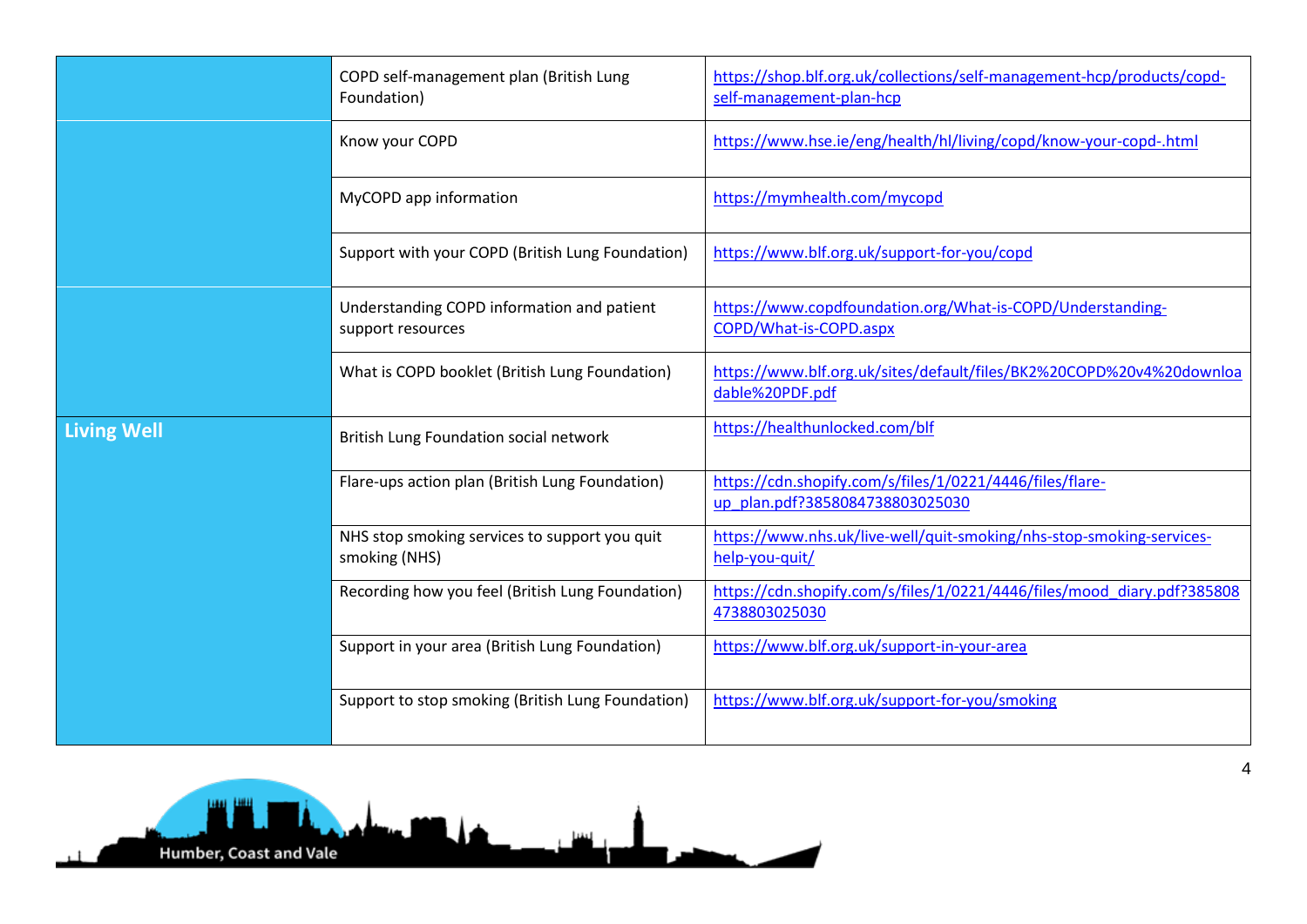| | | |
|---|---|---|
| | COPD self-management plan (British Lung Foundation) | https://shop.blf.org.uk/collections/self-management-hcp/products/copd-self-management-plan-hcp |
| | Know your COPD | https://www.hse.ie/eng/health/hl/living/copd/know-your-copd-.html |
| | MyCOPD app information | https://mymhealth.com/mycopd |
| | Support with your COPD (British Lung Foundation) | https://www.blf.org.uk/support-for-you/copd |
| | Understanding COPD information and patient support resources | https://www.copdfoundation.org/What-is-COPD/Understanding-COPD/What-is-COPD.aspx |
| | What is COPD booklet (British Lung Foundation) | https://www.blf.org.uk/sites/default/files/BK2%20COPD%20v4%20downloadable%20PDF.pdf |
| **Living Well** | British Lung Foundation social network | https://healthunlocked.com/blf |
| | Flare-ups action plan (British Lung Foundation) | https://cdn.shopify.com/s/files/1/0221/4446/files/flare-up_plan.pdf?3858084738803025030 |
| | NHS stop smoking services to support you quit smoking (NHS) | https://www.nhs.uk/live-well/quit-smoking/nhs-stop-smoking-services-help-you-quit/ |
| | Recording how you feel (British Lung Foundation) | https://cdn.shopify.com/s/files/1/0221/4446/files/mood_diary.pdf?3858084738803025030 |
| | Support in your area (British Lung Foundation) | https://www.blf.org.uk/support-in-your-area |
| | Support to stop smoking (British Lung Foundation) | https://www.blf.org.uk/support-for-you/smoking |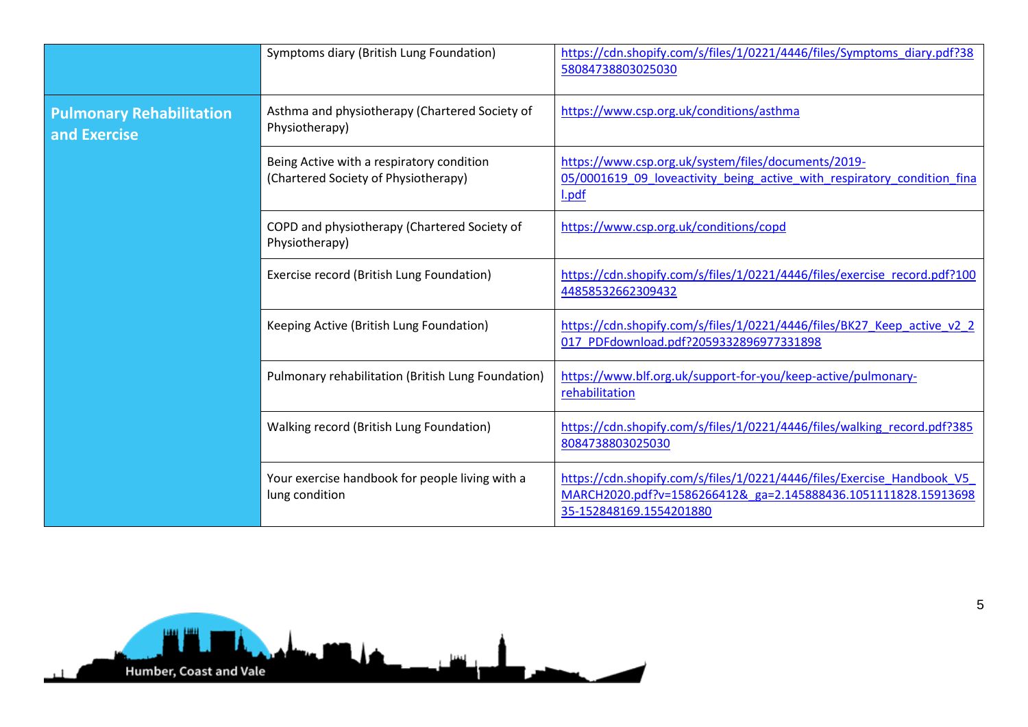| | | |
|---|---|---|
| | Symptoms diary (British Lung Foundation) | https://cdn.shopify.com/s/files/1/0221/4446/files/Symptoms_diary.pdf?3858084738803025030 |
| **Pulmonary Rehabilitation and Exercise** | Asthma and physiotherapy (Chartered Society of Physiotherapy) | https://www.csp.org.uk/conditions/asthma |
| | Being Active with a respiratory condition (Chartered Society of Physiotherapy) | https://www.csp.org.uk/system/files/documents/2019-05/0001619_09_loveactivity_being_active_with_respiratory_condition_final.pdf |
| | COPD and physiotherapy (Chartered Society of Physiotherapy) | https://www.csp.org.uk/conditions/copd |
| | Exercise record (British Lung Foundation) | https://cdn.shopify.com/s/files/1/0221/4446/files/exercise_record.pdf?10044858532662309432 |
| | Keeping Active (British Lung Foundation) | https://cdn.shopify.com/s/files/1/0221/4446/files/BK27_Keep_active_v2_2017_PDFdownload.pdf?2059332896977331898 |
| | Pulmonary rehabilitation (British Lung Foundation) | https://www.blf.org.uk/support-for-you/keep-active/pulmonary-rehabilitation |
| | Walking record (British Lung Foundation) | https://cdn.shopify.com/s/files/1/0221/4446/files/walking_record.pdf?3858084738803025030 |
| | Your exercise handbook for people living with a lung condition | https://cdn.shopify.com/s/files/1/0221/4446/files/Exercise_Handbook_V5_MARCH2020.pdf?v=1586266412&_ga=2.145888436.1051111828.1591369835-152848169.1554201880 |

Humber, Coast and Vale